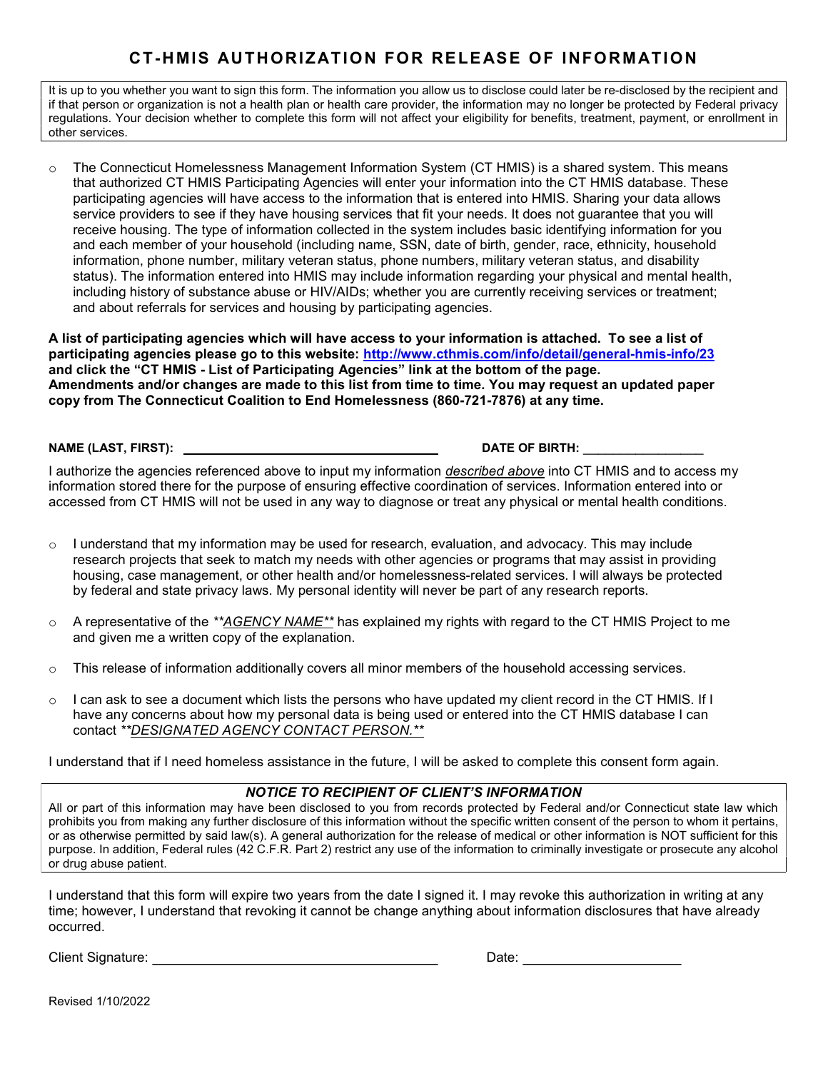# CT-HMIS AUTHORIZATION FOR RELEASE OF INFORMATION

It is up to you whether you want to sign this form. The information you allow us to disclose could later be re-disclosed by the recipient and if that person or organization is not a health plan or health care provider, the information may no longer be protected by Federal privacy regulations. Your decision whether to complete this form will not affect your eligibility for benefits, treatment, payment, or enrollment in other services.

- The Connecticut Homelessness Management Information System (CT HMIS) is a shared system. This means that authorized CT HMIS Participating Agencies will enter your information into the CT HMIS database. These participating agencies will have access to the information that is entered into HMIS. Sharing your data allows service providers to see if they have housing services that fit your needs. It does not guarantee that you will receive housing. The type of information collected in the system includes basic identifying information for you and each member of your household (including name, SSN, date of birth, gender, race, ethnicity, household information, phone number, military veteran status, phone numbers, military veteran status, and disability status). The information entered into HMIS may include information regarding your physical and mental health, including history of substance abuse or HIV/AIDs; whether you are currently receiving services or treatment; and about referrals for services and housing by participating agencies.

**A list of participating agencies which will have access to your information is attached. To see a list of participating agencies please go to this website: http://www.cthmis.com/info/detail/general-hmis-info/23 and click the "CT HMIS - List of Participating Agencies" link at the bottom of the page. Amendments and/or changes are made to this list from time to time. You may request an updated paper copy from The Connecticut Coalition to End Homelessness (860-721-7876) at any time.**

**NAME (LAST, FIRST):** ______________________________ **DATE OF BIRTH:** ________________

I authorize the agencies referenced above to input my information _described above_ into CT HMIS and to access my information stored there for the purpose of ensuring effective coordination of services. Information entered into or accessed from CT HMIS will not be used in any way to diagnose or treat any physical or mental health conditions.

- I understand that my information may be used for research, evaluation, and advocacy. This may include research projects that seek to match my needs with other agencies or programs that may assist in providing housing, case management, or other health and/or homelessness-related services. I will always be protected by federal and state privacy laws. My personal identity will never be part of any research reports.
- A representative of the _**AGENCY NAME**_ has explained my rights with regard to the CT HMIS Project to me and given me a written copy of the explanation.
- This release of information additionally covers all minor members of the household accessing services.
- I can ask to see a document which lists the persons who have updated my client record in the CT HMIS. If I have any concerns about how my personal data is being used or entered into the CT HMIS database I can contact _**DESIGNATED AGENCY CONTACT PERSON.**_

I understand that if I need homeless assistance in the future, I will be asked to complete this consent form again.

***NOTICE TO RECIPIENT OF CLIENT'S INFORMATION***

All or part of this information may have been disclosed to you from records protected by Federal and/or Connecticut state law which prohibits you from making any further disclosure of this information without the specific written consent of the person to whom it pertains, or as otherwise permitted by said law(s). A general authorization for the release of medical or other information is NOT sufficient for this purpose. In addition, Federal rules (42 C.F.R. Part 2) restrict any use of the information to criminally investigate or prosecute any alcohol or drug abuse patient.

I understand that this form will expire two years from the date I signed it. I may revoke this authorization in writing at any time; however, I understand that revoking it cannot be change anything about information disclosures that have already occurred.

Client Signature: ______________________________ Date: ____________________

Revised 1/10/2022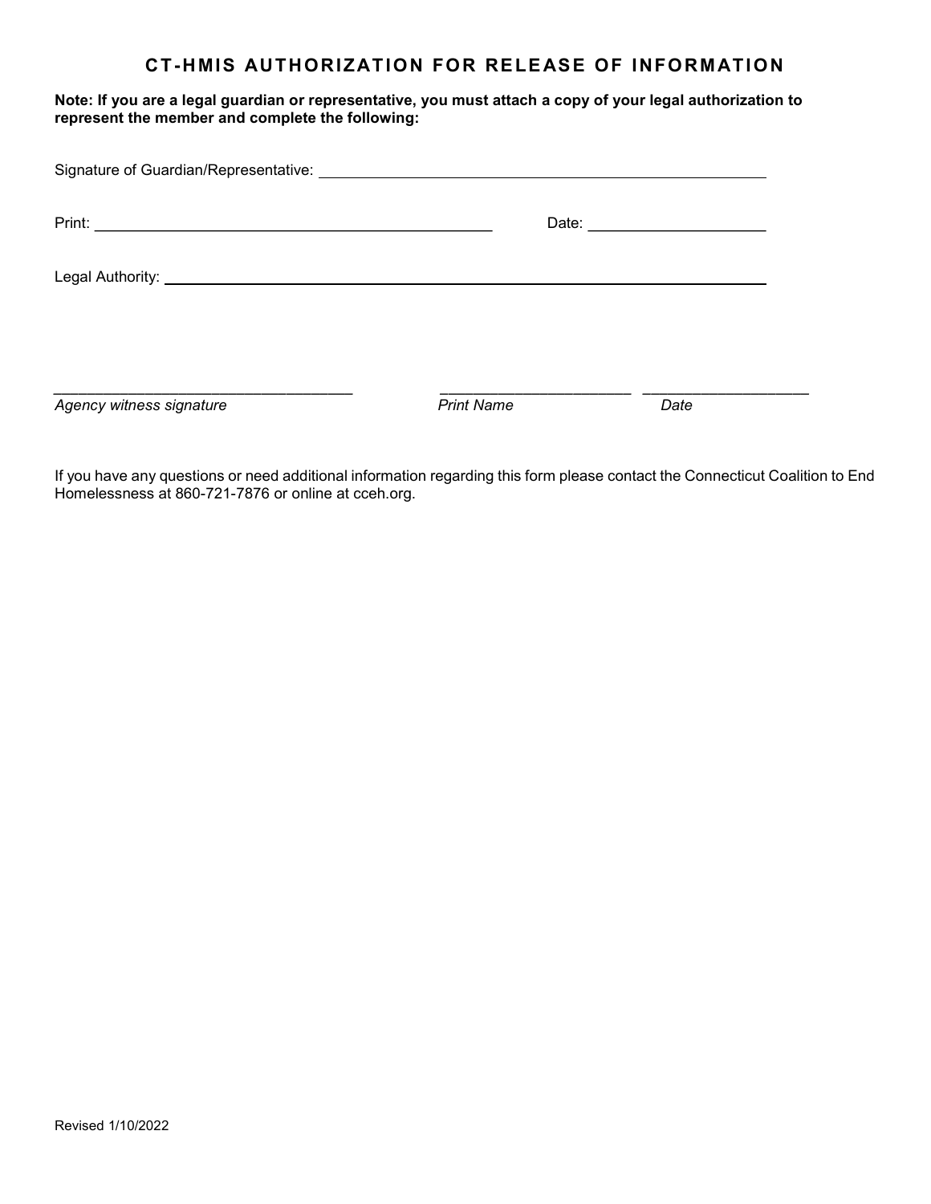# CT-HMIS AUTHORIZATION FOR RELEASE OF INFORMATION

**Note: If you are a legal guardian or representative, you must attach a copy of your legal authorization to represent the member and complete the following:**

Signature of Guardian/Representative: ______________________________________________

Print: ____________________________________________ Date: ____________________

Legal Authority: _______________________________________________________________

_________________________________ _____________________ ___________________

*Agency witness signature* *Print Name* *Date*

If you have any questions or need additional information regarding this form please contact the Connecticut Coalition to End Homelessness at 860-721-7876 or online at cceh.org.

Revised 1/10/2022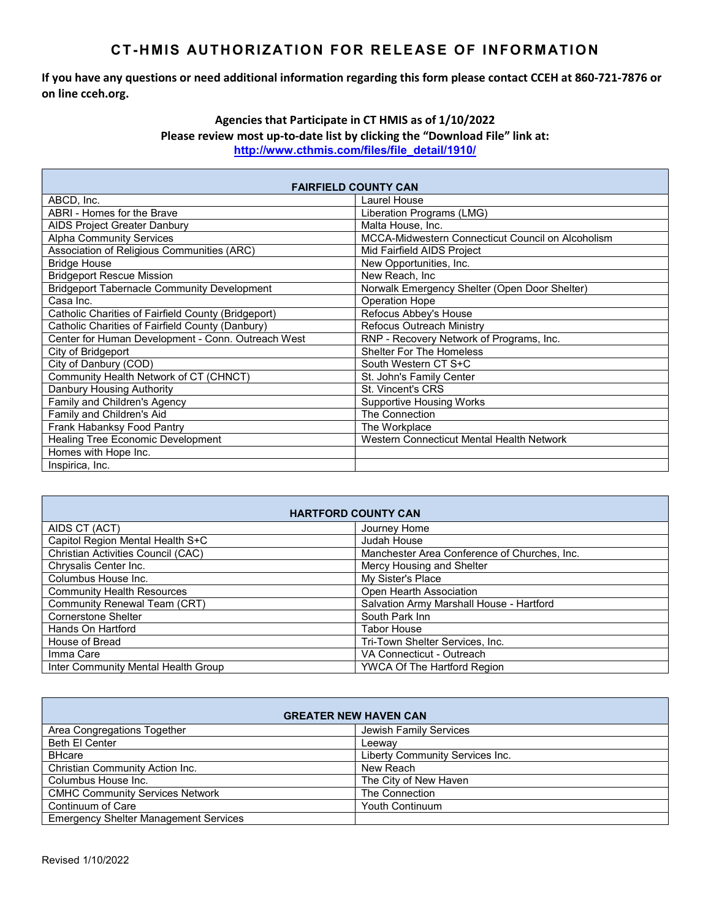# CT-HMIS AUTHORIZATION FOR RELEASE OF INFORMATION

**If you have any questions or need additional information regarding this form please contact CCEH at 860-721-7876 or on line cceh.org.**

**Agencies that Participate in CT HMIS as of 1/10/2022**
**Please review most up-to-date list by clicking the "Download File" link at:**
**http://www.cthmis.com/files/file_detail/1910/**

| FAIRFIELD COUNTY CAN | |
|---|---|
| ABCD, Inc. | Laurel House |
| ABRI - Homes for the Brave | Liberation Programs (LMG) |
| AIDS Project Greater Danbury | Malta House, Inc. |
| Alpha Community Services | MCCA-Midwestern Connecticut Council on Alcoholism |
| Association of Religious Communities (ARC) | Mid Fairfield AIDS Project |
| Bridge House | New Opportunities, Inc. |
| Bridgeport Rescue Mission | New Reach, Inc |
| Bridgeport Tabernacle Community Development | Norwalk Emergency Shelter (Open Door Shelter) |
| Casa Inc. | Operation Hope |
| Catholic Charities of Fairfield County (Bridgeport) | Refocus Abbey's House |
| Catholic Charities of Fairfield County (Danbury) | Refocus Outreach Ministry |
| Center for Human Development - Conn. Outreach West | RNP - Recovery Network of Programs, Inc. |
| City of Bridgeport | Shelter For The Homeless |
| City of Danbury (COD) | South Western CT S+C |
| Community Health Network of CT (CHNCT) | St. John's Family Center |
| Danbury Housing Authority | St. Vincent's CRS |
| Family and Children's Agency | Supportive Housing Works |
| Family and Children's Aid | The Connection |
| Frank Habanksy Food Pantry | The Workplace |
| Healing Tree Economic Development | Western Connecticut Mental Health Network |
| Homes with Hope Inc. | |
| Inspirica, Inc. | |

| HARTFORD COUNTY CAN | |
|---|---|
| AIDS CT (ACT) | Journey Home |
| Capitol Region Mental Health S+C | Judah House |
| Christian Activities Council (CAC) | Manchester Area Conference of Churches, Inc. |
| Chrysalis Center Inc. | Mercy Housing and Shelter |
| Columbus House Inc. | My Sister's Place |
| Community Health Resources | Open Hearth Association |
| Community Renewal Team (CRT) | Salvation Army Marshall House - Hartford |
| Cornerstone Shelter | South Park Inn |
| Hands On Hartford | Tabor House |
| House of Bread | Tri-Town Shelter Services, Inc. |
| Imma Care | VA Connecticut - Outreach |
| Inter Community Mental Health Group | YWCA Of The Hartford Region |

| GREATER NEW HAVEN CAN | |
|---|---|
| Area Congregations Together | Jewish Family Services |
| Beth El Center | Leeway |
| BHcare | Liberty Community Services Inc. |
| Christian Community Action Inc. | New Reach |
| Columbus House Inc. | The City of New Haven |
| CMHC Community Services Network | The Connection |
| Continuum of Care | Youth Continuum |
| Emergency Shelter Management Services | |

Revised 1/10/2022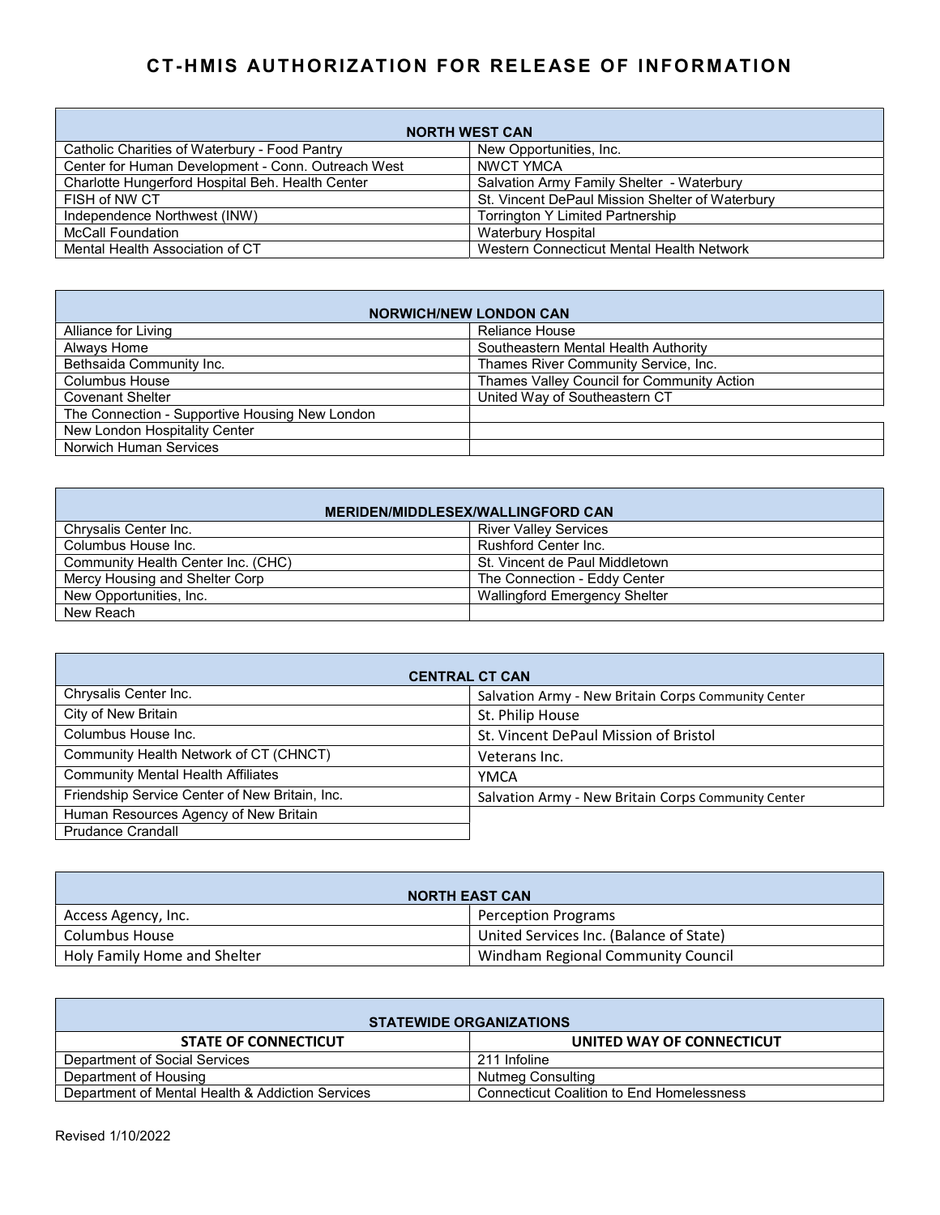# CT-HMIS AUTHORIZATION FOR RELEASE OF INFORMATION

| NORTH WEST CAN | |
|---|---|
| Catholic Charities of Waterbury - Food Pantry | New Opportunities, Inc. |
| Center for Human Development - Conn. Outreach West | NWCT YMCA |
| Charlotte Hungerford Hospital Beh. Health Center | Salvation Army Family Shelter - Waterbury |
| FISH of NW CT | St. Vincent DePaul Mission Shelter of Waterbury |
| Independence Northwest (INW) | Torrington Y Limited Partnership |
| McCall Foundation | Waterbury Hospital |
| Mental Health Association of CT | Western Connecticut Mental Health Network |

| NORWICH/NEW LONDON CAN | |
|---|---|
| Alliance for Living | Reliance House |
| Always Home | Southeastern Mental Health Authority |
| Bethsaida Community Inc. | Thames River Community Service, Inc. |
| Columbus House | Thames Valley Council for Community Action |
| Covenant Shelter | United Way of Southeastern CT |
| The Connection - Supportive Housing New London | |
| New London Hospitality Center | |
| Norwich Human Services | |

| MERIDEN/MIDDLESEX/WALLINGFORD CAN | |
|---|---|
| Chrysalis Center Inc. | River Valley Services |
| Columbus House Inc. | Rushford Center Inc. |
| Community Health Center Inc. (CHC) | St. Vincent de Paul Middletown |
| Mercy Housing and Shelter Corp | The Connection - Eddy Center |
| New Opportunities, Inc. | Wallingford Emergency Shelter |
| New Reach | |

| CENTRAL CT CAN | |
|---|---|
| Chrysalis Center Inc. | Salvation Army - New Britain Corps Community Center |
| City of New Britain | St. Philip House |
| Columbus House Inc. | St. Vincent DePaul Mission of Bristol |
| Community Health Network of CT (CHNCT) | Veterans Inc. |
| Community Mental Health Affiliates | YMCA |
| Friendship Service Center of New Britain, Inc. | Salvation Army - New Britain Corps Community Center |
| Human Resources Agency of New Britain | |
| Prudance Crandall | |

| NORTH EAST CAN | |
|---|---|
| Access Agency, Inc. | Perception Programs |
| Columbus House | United Services Inc. (Balance of State) |
| Holy Family Home and Shelter | Windham Regional Community Council |

| STATEWIDE ORGANIZATIONS | |
|---|---|
| **STATE OF CONNECTICUT** | **UNITED WAY OF CONNECTICUT** |
| Department of Social Services | 211 Infoline |
| Department of Housing | Nutmeg Consulting |
| Department of Mental Health & Addiction Services | Connecticut Coalition to End Homelessness |

Revised 1/10/2022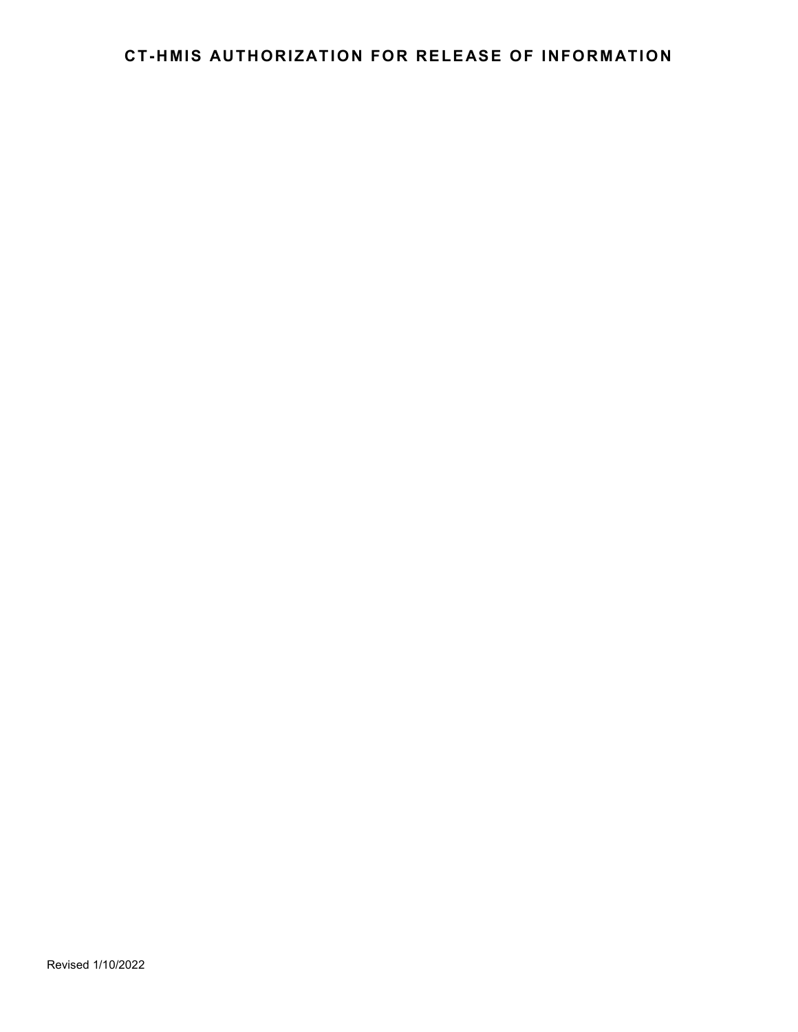# CT-HMIS AUTHORIZATION FOR RELEASE OF INFORMATION

Revised 1/10/2022